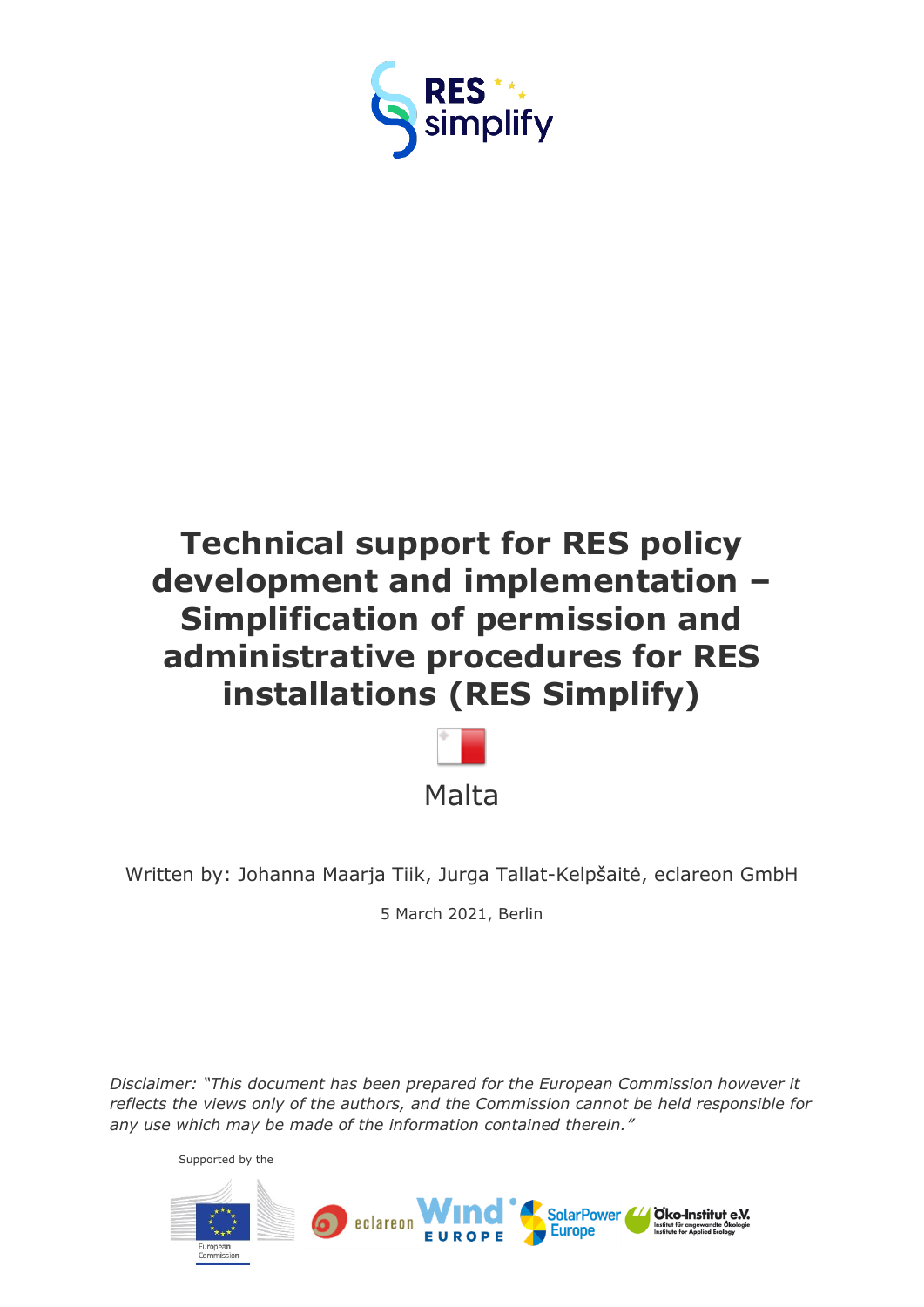# Technical support for RES policy development and implementation – Simplification of permission and administrative procedures for RES installations (RES Simplify)

Malta

Written by: Johanna Maarja Tiik, Jurga Tallat-Kelpšaitė, eclareon GmbH

5 March 2021, Berlin

*Disclaimer: "This document has been prepared for the European Commission however it reflects the views only of the authors, and the Commission cannot be held responsible for any use which may be made of the information contained therein."*

Supported by the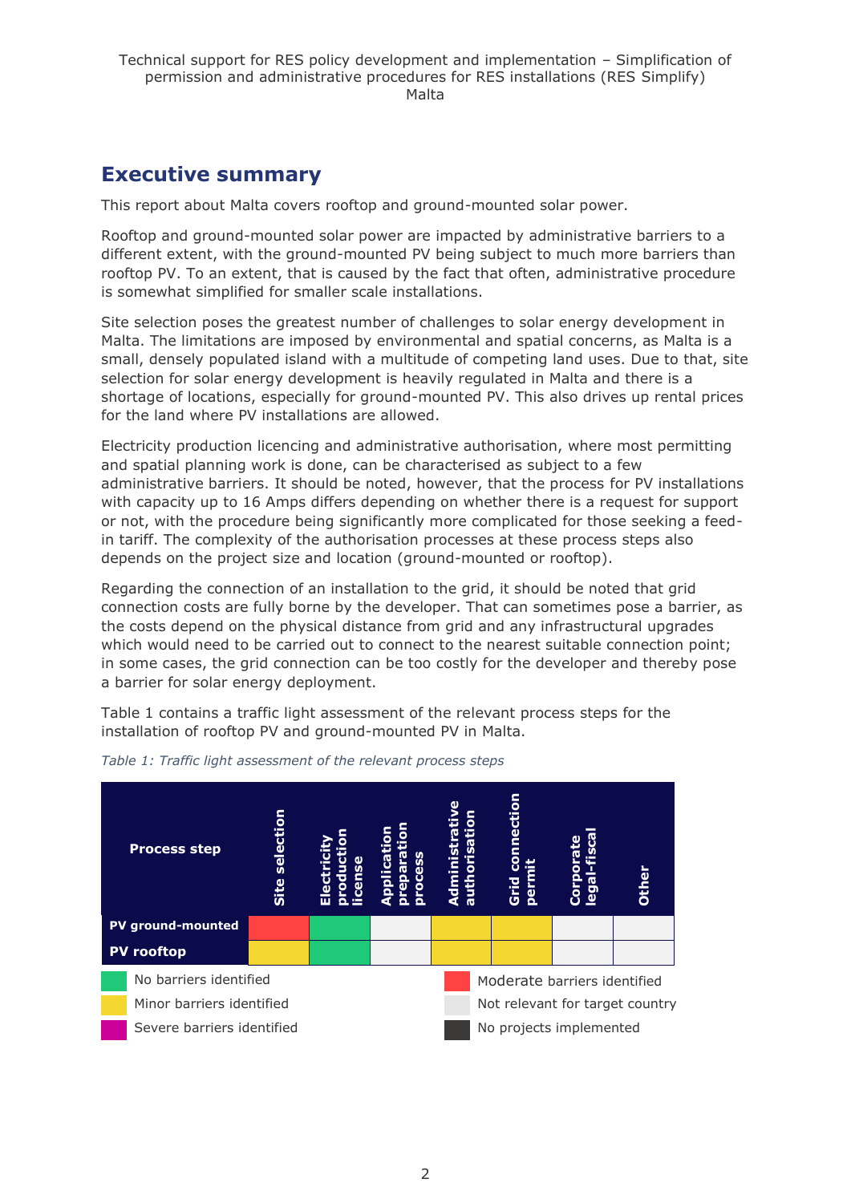## Executive summary

This report about Malta covers rooftop and ground-mounted solar power.

Rooftop and ground-mounted solar power are impacted by administrative barriers to a different extent, with the ground-mounted PV being subject to much more barriers than rooftop PV. To an extent, that is caused by the fact that often, administrative procedure is somewhat simplified for smaller scale installations.

Site selection poses the greatest number of challenges to solar energy development in Malta. The limitations are imposed by environmental and spatial concerns, as Malta is a small, densely populated island with a multitude of competing land uses. Due to that, site selection for solar energy development is heavily regulated in Malta and there is a shortage of locations, especially for ground-mounted PV. This also drives up rental prices for the land where PV installations are allowed.

Electricity production licencing and administrative authorisation, where most permitting and spatial planning work is done, can be characterised as subject to a few administrative barriers. It should be noted, however, that the process for PV installations with capacity up to 16 Amps differs depending on whether there is a request for support or not, with the procedure being significantly more complicated for those seeking a feed-in tariff. The complexity of the authorisation processes at these process steps also depends on the project size and location (ground-mounted or rooftop).

Regarding the connection of an installation to the grid, it should be noted that grid connection costs are fully borne by the developer. That can sometimes pose a barrier, as the costs depend on the physical distance from grid and any infrastructural upgrades which would need to be carried out to connect to the nearest suitable connection point; in some cases, the grid connection can be too costly for the developer and thereby pose a barrier for solar energy deployment.

Table 1 contains a traffic light assessment of the relevant process steps for the installation of rooftop PV and ground-mounted PV in Malta.

*Table 1: Traffic light assessment of the relevant process steps*

| Process step | Site selection | Electricity production license | Application preparation process | Administrative authorisation | Grid connection permit | Corporate legal-fiscal | Other |
|---|---|---|---|---|---|---|---|
| PV ground-mounted | Moderate barriers identified | No barriers identified | Not relevant for target country | Minor barriers identified | Minor barriers identified | Not relevant for target country | Not relevant for target country |
| PV rooftop | Minor barriers identified | No barriers identified | Not relevant for target country | Minor barriers identified | Minor barriers identified | Not relevant for target country | Not relevant for target country |

Legend: No barriers identified; Minor barriers identified; Severe barriers identified; Moderate barriers identified; Not relevant for target country; No projects implemented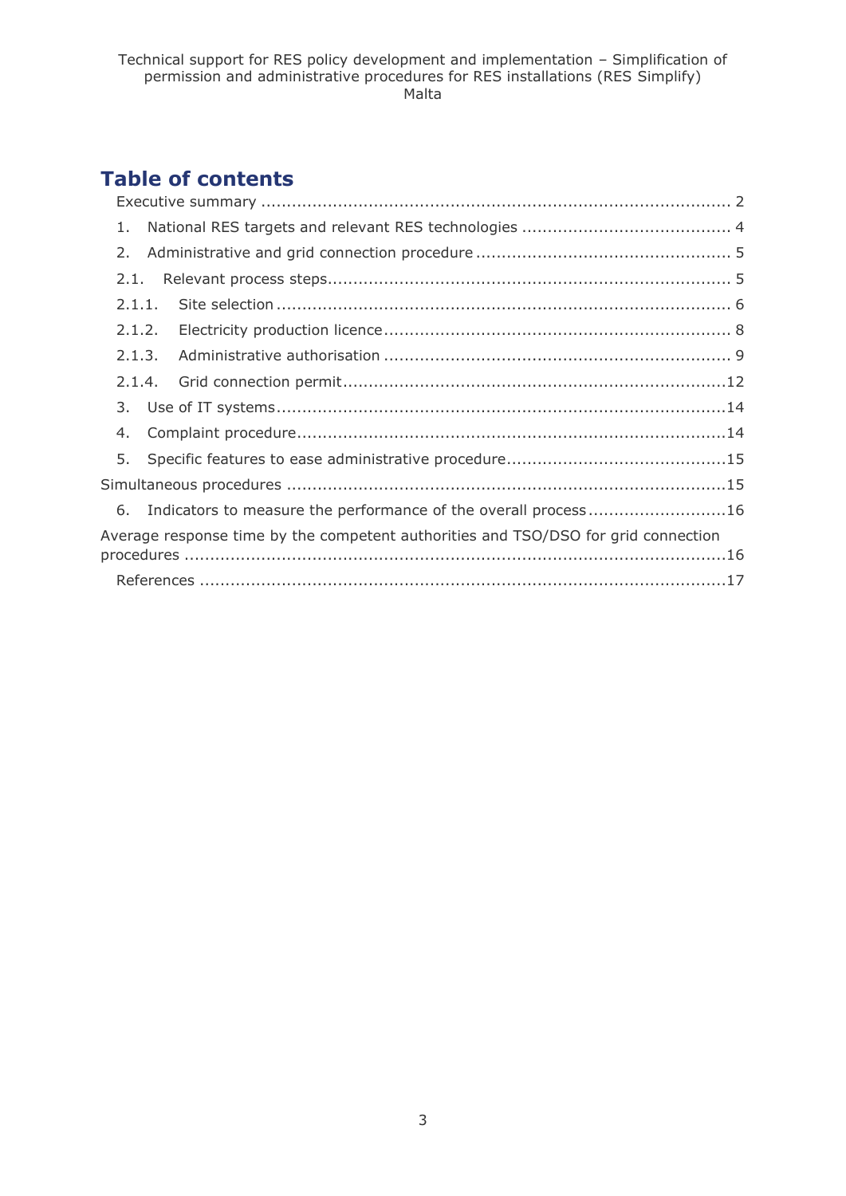# Table of contents

Executive summary ........................................................................................ 2

1. National RES targets and relevant RES technologies ........................................ 4

2. Administrative and grid connection procedure ................................................ 5

2.1. Relevant process steps............................................................................ 5

2.1.1. Site selection ...................................................................................... 6

2.1.2. Electricity production licence.................................................................. 8

2.1.3. Administrative authorisation .................................................................. 9

2.1.4. Grid connection permit.........................................................................12

3. Use of IT systems.....................................................................................14

4. Complaint procedure..................................................................................14

5. Specific features to ease administrative procedure..........................................15

Simultaneous procedures ....................................................................................15

6. Indicators to measure the performance of the overall process ...........................16

Average response time by the competent authorities and TSO/DSO for grid connection procedures .........................................................................................................16

References .......................................................................................................17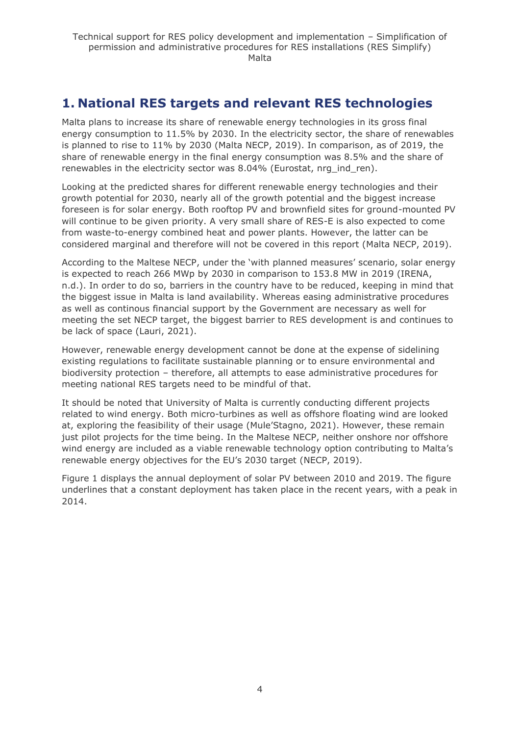# 1. National RES targets and relevant RES technologies

Malta plans to increase its share of renewable energy technologies in its gross final energy consumption to 11.5% by 2030. In the electricity sector, the share of renewables is planned to rise to 11% by 2030 (Malta NECP, 2019). In comparison, as of 2019, the share of renewable energy in the final energy consumption was 8.5% and the share of renewables in the electricity sector was 8.04% (Eurostat, nrg_ind_ren).

Looking at the predicted shares for different renewable energy technologies and their growth potential for 2030, nearly all of the growth potential and the biggest increase foreseen is for solar energy. Both rooftop PV and brownfield sites for ground-mounted PV will continue to be given priority. A very small share of RES-E is also expected to come from waste-to-energy combined heat and power plants. However, the latter can be considered marginal and therefore will not be covered in this report (Malta NECP, 2019).

According to the Maltese NECP, under the 'with planned measures' scenario, solar energy is expected to reach 266 MWp by 2030 in comparison to 153.8 MW in 2019 (IRENA, n.d.). In order to do so, barriers in the country have to be reduced, keeping in mind that the biggest issue in Malta is land availability. Whereas easing administrative procedures as well as continous financial support by the Government are necessary as well for meeting the set NECP target, the biggest barrier to RES development is and continues to be lack of space (Lauri, 2021).

However, renewable energy development cannot be done at the expense of sidelining existing regulations to facilitate sustainable planning or to ensure environmental and biodiversity protection – therefore, all attempts to ease administrative procedures for meeting national RES targets need to be mindful of that.

It should be noted that University of Malta is currently conducting different projects related to wind energy. Both micro-turbines as well as offshore floating wind are looked at, exploring the feasibility of their usage (Mule'Stagno, 2021). However, these remain just pilot projects for the time being. In the Maltese NECP, neither onshore nor offshore wind energy are included as a viable renewable technology option contributing to Malta's renewable energy objectives for the EU's 2030 target (NECP, 2019).

Figure 1 displays the annual deployment of solar PV between 2010 and 2019. The figure underlines that a constant deployment has taken place in the recent years, with a peak in 2014.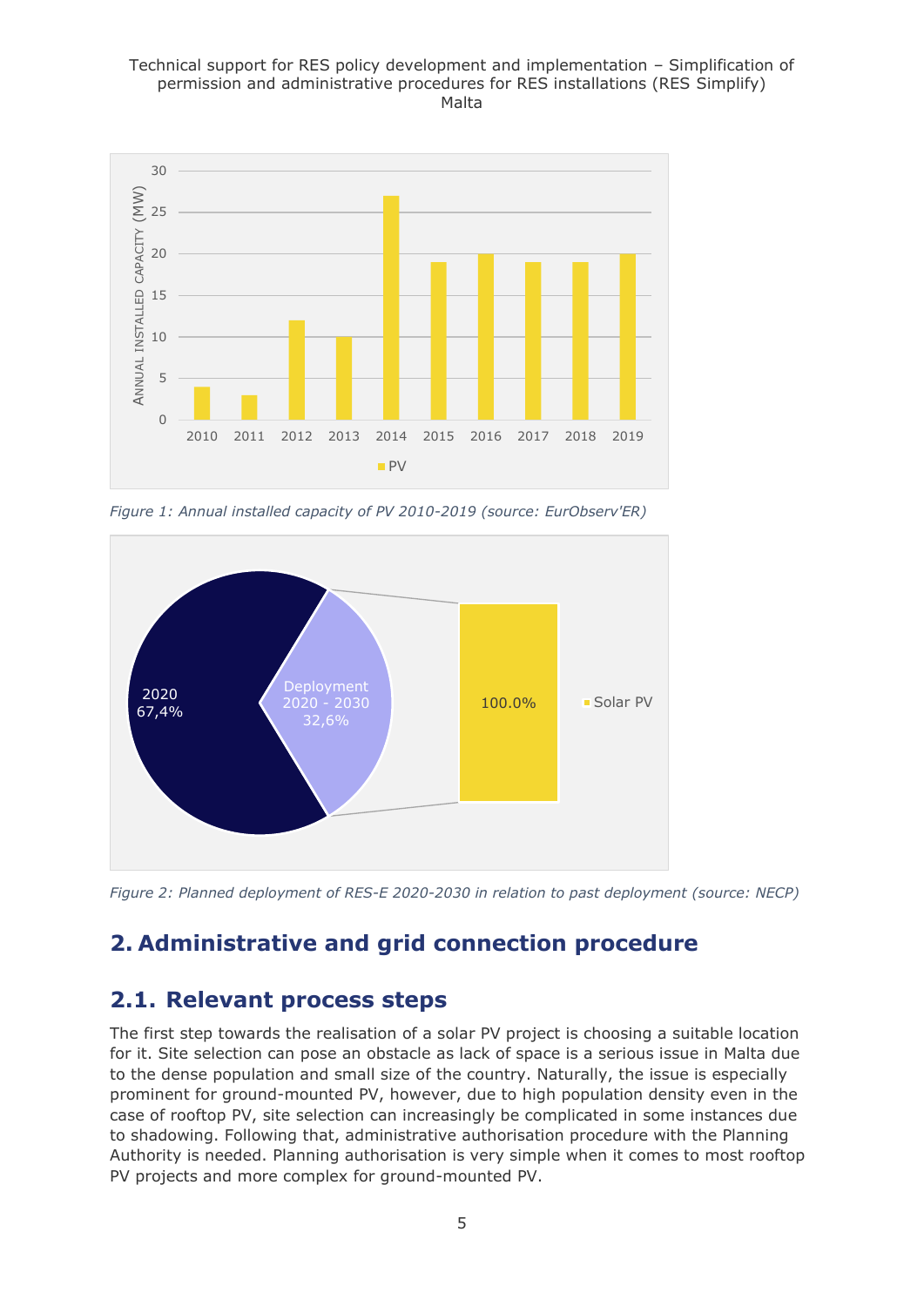*Figure 1: Annual installed capacity of PV 2010-2019 (source: EurObserv'ER)*

*Figure 2: Planned deployment of RES-E 2020-2030 in relation to past deployment (source: NECP)*

## 2. Administrative and grid connection procedure

### 2.1. Relevant process steps

The first step towards the realisation of a solar PV project is choosing a suitable location for it. Site selection can pose an obstacle as lack of space is a serious issue in Malta due to the dense population and small size of the country. Naturally, the issue is especially prominent for ground-mounted PV, however, due to high population density even in the case of rooftop PV, site selection can increasingly be complicated in some instances due to shadowing. Following that, administrative authorisation procedure with the Planning Authority is needed. Planning authorisation is very simple when it comes to most rooftop PV projects and more complex for ground-mounted PV.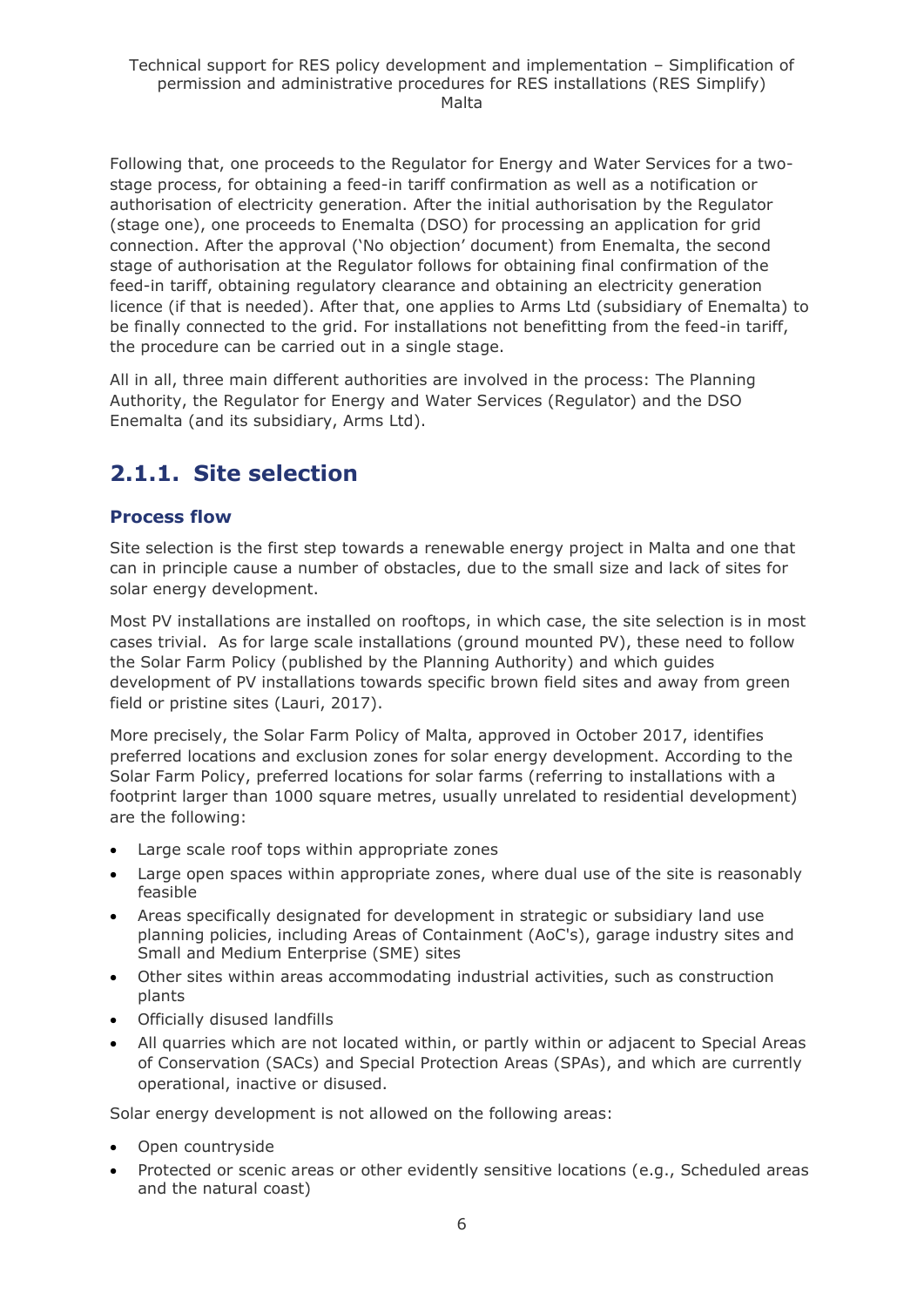Following that, one proceeds to the Regulator for Energy and Water Services for a two-stage process, for obtaining a feed-in tariff confirmation as well as a notification or authorisation of electricity generation. After the initial authorisation by the Regulator (stage one), one proceeds to Enemalta (DSO) for processing an application for grid connection. After the approval ('No objection' document) from Enemalta, the second stage of authorisation at the Regulator follows for obtaining final confirmation of the feed-in tariff, obtaining regulatory clearance and obtaining an electricity generation licence (if that is needed). After that, one applies to Arms Ltd (subsidiary of Enemalta) to be finally connected to the grid. For installations not benefitting from the feed-in tariff, the procedure can be carried out in a single stage.

All in all, three main different authorities are involved in the process: The Planning Authority, the Regulator for Energy and Water Services (Regulator) and the DSO Enemalta (and its subsidiary, Arms Ltd).

## 2.1.1. Site selection

### Process flow

Site selection is the first step towards a renewable energy project in Malta and one that can in principle cause a number of obstacles, due to the small size and lack of sites for solar energy development.

Most PV installations are installed on rooftops, in which case, the site selection is in most cases trivial. As for large scale installations (ground mounted PV), these need to follow the Solar Farm Policy (published by the Planning Authority) and which guides development of PV installations towards specific brown field sites and away from green field or pristine sites (Lauri, 2017).

More precisely, the Solar Farm Policy of Malta, approved in October 2017, identifies preferred locations and exclusion zones for solar energy development. According to the Solar Farm Policy, preferred locations for solar farms (referring to installations with a footprint larger than 1000 square metres, usually unrelated to residential development) are the following:

- Large scale roof tops within appropriate zones
- Large open spaces within appropriate zones, where dual use of the site is reasonably feasible
- Areas specifically designated for development in strategic or subsidiary land use planning policies, including Areas of Containment (AoC's), garage industry sites and Small and Medium Enterprise (SME) sites
- Other sites within areas accommodating industrial activities, such as construction plants
- Officially disused landfills
- All quarries which are not located within, or partly within or adjacent to Special Areas of Conservation (SACs) and Special Protection Areas (SPAs), and which are currently operational, inactive or disused.

Solar energy development is not allowed on the following areas:

- Open countryside
- Protected or scenic areas or other evidently sensitive locations (e.g., Scheduled areas and the natural coast)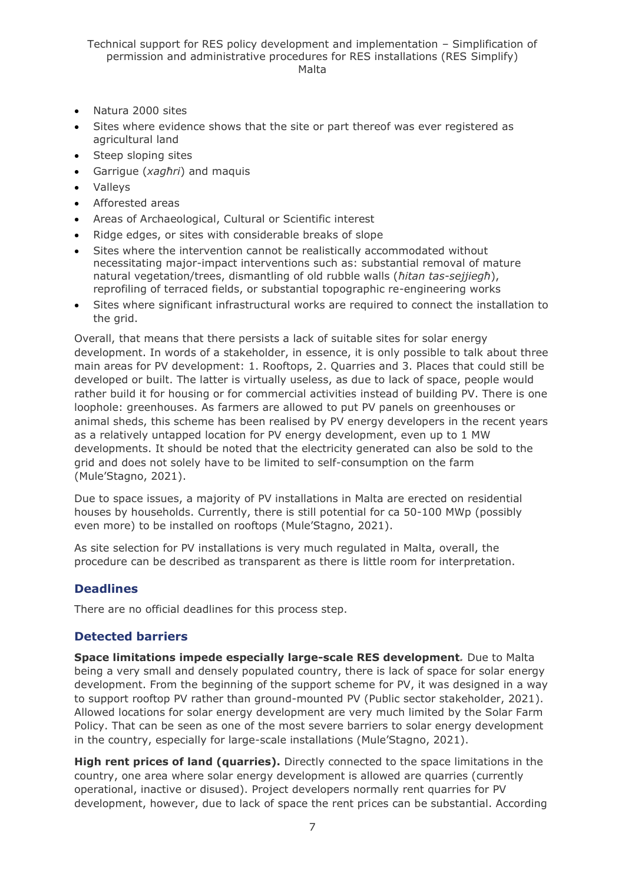- Natura 2000 sites
- Sites where evidence shows that the site or part thereof was ever registered as agricultural land
- Steep sloping sites
- Garrigue (*xagħri*) and maquis
- Valleys
- Afforested areas
- Areas of Archaeological, Cultural or Scientific interest
- Ridge edges, or sites with considerable breaks of slope
- Sites where the intervention cannot be realistically accommodated without necessitating major-impact interventions such as: substantial removal of mature natural vegetation/trees, dismantling of old rubble walls (*ħitan tas-sejjieħ*), reprofiling of terraced fields, or substantial topographic re-engineering works
- Sites where significant infrastructural works are required to connect the installation to the grid.

Overall, that means that there persists a lack of suitable sites for solar energy development. In words of a stakeholder, in essence, it is only possible to talk about three main areas for PV development: 1. Rooftops, 2. Quarries and 3. Places that could still be developed or built. The latter is virtually useless, as due to lack of space, people would rather build it for housing or for commercial activities instead of building PV. There is one loophole: greenhouses. As farmers are allowed to put PV panels on greenhouses or animal sheds, this scheme has been realised by PV energy developers in the recent years as a relatively untapped location for PV energy development, even up to 1 MW developments. It should be noted that the electricity generated can also be sold to the grid and does not solely have to be limited to self-consumption on the farm (Mule'Stagno, 2021).

Due to space issues, a majority of PV installations in Malta are erected on residential houses by households. Currently, there is still potential for ca 50-100 MWp (possibly even more) to be installed on rooftops (Mule'Stagno, 2021).

As site selection for PV installations is very much regulated in Malta, overall, the procedure can be described as transparent as there is little room for interpretation.

### Deadlines

There are no official deadlines for this process step.

### Detected barriers

**Space limitations impede especially large-scale RES development.** Due to Malta being a very small and densely populated country, there is lack of space for solar energy development. From the beginning of the support scheme for PV, it was designed in a way to support rooftop PV rather than ground-mounted PV (Public sector stakeholder, 2021). Allowed locations for solar energy development are very much limited by the Solar Farm Policy. That can be seen as one of the most severe barriers to solar energy development in the country, especially for large-scale installations (Mule'Stagno, 2021).

**High rent prices of land (quarries).** Directly connected to the space limitations in the country, one area where solar energy development is allowed are quarries (currently operational, inactive or disused). Project developers normally rent quarries for PV development, however, due to lack of space the rent prices can be substantial. According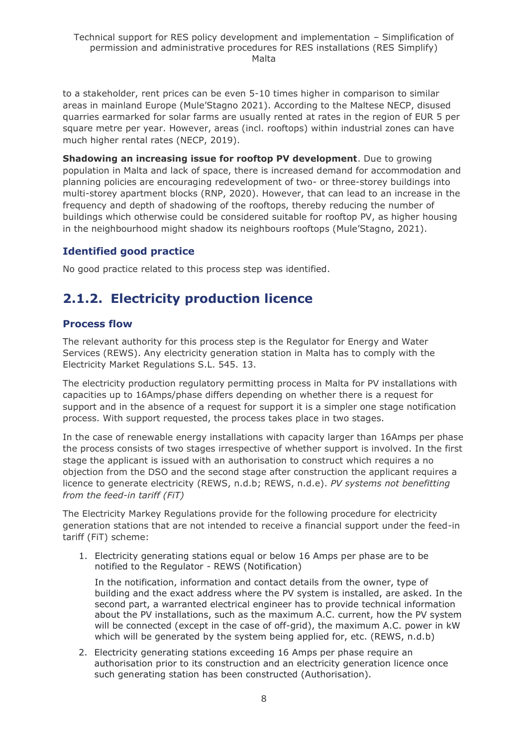to a stakeholder, rent prices can be even 5-10 times higher in comparison to similar areas in mainland Europe (Mule'Stagno 2021). According to the Maltese NECP, disused quarries earmarked for solar farms are usually rented at rates in the region of EUR 5 per square metre per year. However, areas (incl. rooftops) within industrial zones can have much higher rental rates (NECP, 2019).

**Shadowing an increasing issue for rooftop PV development**. Due to growing population in Malta and lack of space, there is increased demand for accommodation and planning policies are encouraging redevelopment of two- or three-storey buildings into multi-storey apartment blocks (RNP, 2020). However, that can lead to an increase in the frequency and depth of shadowing of the rooftops, thereby reducing the number of buildings which otherwise could be considered suitable for rooftop PV, as higher housing in the neighbourhood might shadow its neighbours rooftops (Mule'Stagno, 2021).

### Identified good practice

No good practice related to this process step was identified.

## 2.1.2. Electricity production licence

### Process flow

The relevant authority for this process step is the Regulator for Energy and Water Services (REWS). Any electricity generation station in Malta has to comply with the Electricity Market Regulations S.L. 545. 13.

The electricity production regulatory permitting process in Malta for PV installations with capacities up to 16Amps/phase differs depending on whether there is a request for support and in the absence of a request for support it is a simpler one stage notification process. With support requested, the process takes place in two stages.

In the case of renewable energy installations with capacity larger than 16Amps per phase the process consists of two stages irrespective of whether support is involved. In the first stage the applicant is issued with an authorisation to construct which requires a no objection from the DSO and the second stage after construction the applicant requires a licence to generate electricity (REWS, n.d.b; REWS, n.d.e). *PV systems not benefitting from the feed-in tariff (FiT)*

The Electricity Markey Regulations provide for the following procedure for electricity generation stations that are not intended to receive a financial support under the feed-in tariff (FiT) scheme:

1. Electricity generating stations equal or below 16 Amps per phase are to be notified to the Regulator - REWS (Notification)

   In the notification, information and contact details from the owner, type of building and the exact address where the PV system is installed, are asked. In the second part, a warranted electrical engineer has to provide technical information about the PV installations, such as the maximum A.C. current, how the PV system will be connected (except in the case of off-grid), the maximum A.C. power in kW which will be generated by the system being applied for, etc. (REWS, n.d.b)

2. Electricity generating stations exceeding 16 Amps per phase require an authorisation prior to its construction and an electricity generation licence once such generating station has been constructed (Authorisation).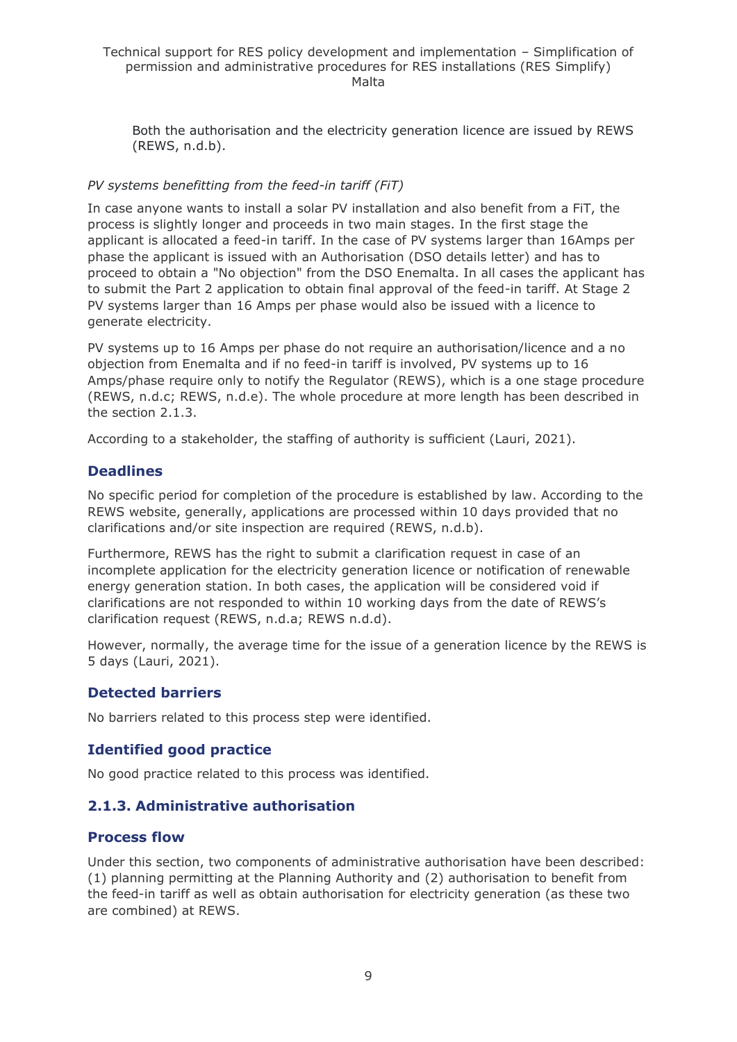Both the authorisation and the electricity generation licence are issued by REWS (REWS, n.d.b).

*PV systems benefitting from the feed-in tariff (FiT)*

In case anyone wants to install a solar PV installation and also benefit from a FiT, the process is slightly longer and proceeds in two main stages. In the first stage the applicant is allocated a feed-in tariff. In the case of PV systems larger than 16Amps per phase the applicant is issued with an Authorisation (DSO details letter) and has to proceed to obtain a "No objection" from the DSO Enemalta. In all cases the applicant has to submit the Part 2 application to obtain final approval of the feed-in tariff. At Stage 2 PV systems larger than 16 Amps per phase would also be issued with a licence to generate electricity.

PV systems up to 16 Amps per phase do not require an authorisation/licence and a no objection from Enemalta and if no feed-in tariff is involved, PV systems up to 16 Amps/phase require only to notify the Regulator (REWS), which is a one stage procedure (REWS, n.d.c; REWS, n.d.e). The whole procedure at more length has been described in the section 2.1.3.

According to a stakeholder, the staffing of authority is sufficient (Lauri, 2021).

### Deadlines

No specific period for completion of the procedure is established by law. According to the REWS website, generally, applications are processed within 10 days provided that no clarifications and/or site inspection are required (REWS, n.d.b).

Furthermore, REWS has the right to submit a clarification request in case of an incomplete application for the electricity generation licence or notification of renewable energy generation station. In both cases, the application will be considered void if clarifications are not responded to within 10 working days from the date of REWS's clarification request (REWS, n.d.a; REWS n.d.d).

However, normally, the average time for the issue of a generation licence by the REWS is 5 days (Lauri, 2021).

### Detected barriers

No barriers related to this process step were identified.

### Identified good practice

No good practice related to this process was identified.

## 2.1.3. Administrative authorisation

### Process flow

Under this section, two components of administrative authorisation have been described: (1) planning permitting at the Planning Authority and (2) authorisation to benefit from the feed-in tariff as well as obtain authorisation for electricity generation (as these two are combined) at REWS.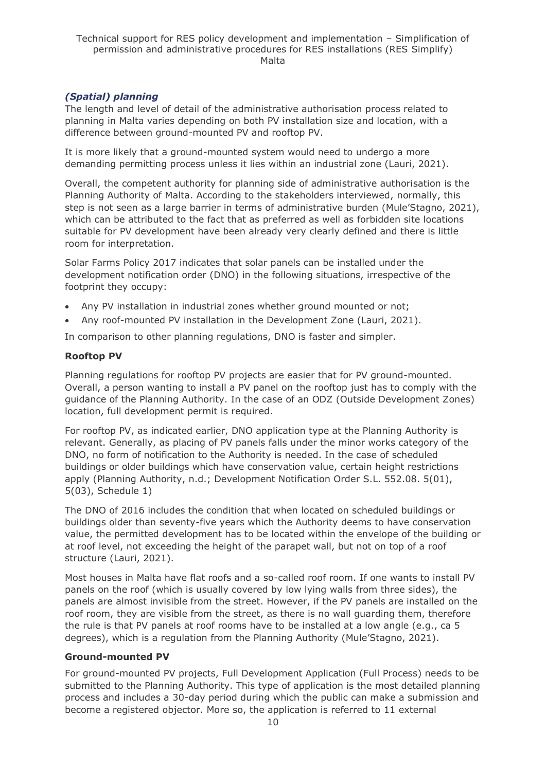### *(Spatial) planning*

The length and level of detail of the administrative authorisation process related to planning in Malta varies depending on both PV installation size and location, with a difference between ground-mounted PV and rooftop PV.

It is more likely that a ground-mounted system would need to undergo a more demanding permitting process unless it lies within an industrial zone (Lauri, 2021).

Overall, the competent authority for planning side of administrative authorisation is the Planning Authority of Malta. According to the stakeholders interviewed, normally, this step is not seen as a large barrier in terms of administrative burden (Mule'Stagno, 2021), which can be attributed to the fact that as preferred as well as forbidden site locations suitable for PV development have been already very clearly defined and there is little room for interpretation.

Solar Farms Policy 2017 indicates that solar panels can be installed under the development notification order (DNO) in the following situations, irrespective of the footprint they occupy:

- Any PV installation in industrial zones whether ground mounted or not;
- Any roof-mounted PV installation in the Development Zone (Lauri, 2021).

In comparison to other planning regulations, DNO is faster and simpler.

**Rooftop PV**

Planning regulations for rooftop PV projects are easier that for PV ground-mounted. Overall, a person wanting to install a PV panel on the rooftop just has to comply with the guidance of the Planning Authority. In the case of an ODZ (Outside Development Zones) location, full development permit is required.

For rooftop PV, as indicated earlier, DNO application type at the Planning Authority is relevant. Generally, as placing of PV panels falls under the minor works category of the DNO, no form of notification to the Authority is needed. In the case of scheduled buildings or older buildings which have conservation value, certain height restrictions apply (Planning Authority, n.d.; Development Notification Order S.L. 552.08. 5(01), 5(03), Schedule 1)

The DNO of 2016 includes the condition that when located on scheduled buildings or buildings older than seventy-five years which the Authority deems to have conservation value, the permitted development has to be located within the envelope of the building or at roof level, not exceeding the height of the parapet wall, but not on top of a roof structure (Lauri, 2021).

Most houses in Malta have flat roofs and a so-called roof room. If one wants to install PV panels on the roof (which is usually covered by low lying walls from three sides), the panels are almost invisible from the street. However, if the PV panels are installed on the roof room, they are visible from the street, as there is no wall guarding them, therefore the rule is that PV panels at roof rooms have to be installed at a low angle (e.g., ca 5 degrees), which is a regulation from the Planning Authority (Mule'Stagno, 2021).

**Ground-mounted PV**

For ground-mounted PV projects, Full Development Application (Full Process) needs to be submitted to the Planning Authority. This type of application is the most detailed planning process and includes a 30-day period during which the public can make a submission and become a registered objector. More so, the application is referred to 11 external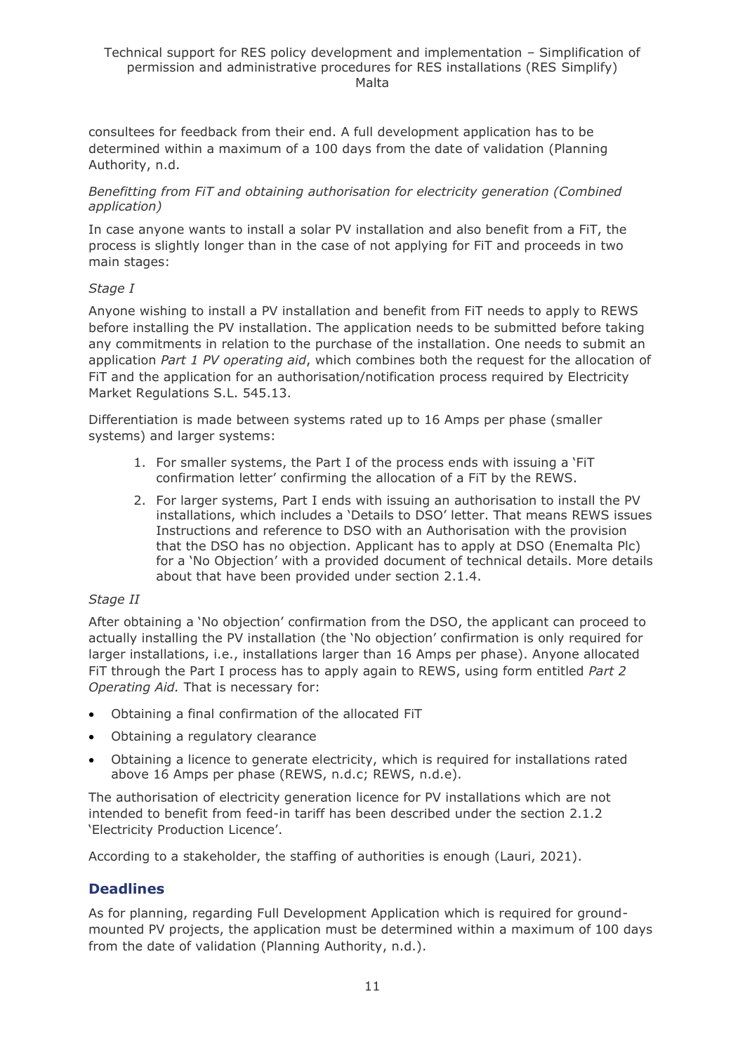consultees for feedback from their end. A full development application has to be determined within a maximum of a 100 days from the date of validation (Planning Authority, n.d.

*Benefitting from FiT and obtaining authorisation for electricity generation (Combined application)*

In case anyone wants to install a solar PV installation and also benefit from a FiT, the process is slightly longer than in the case of not applying for FiT and proceeds in two main stages:

*Stage I*

Anyone wishing to install a PV installation and benefit from FiT needs to apply to REWS before installing the PV installation. The application needs to be submitted before taking any commitments in relation to the purchase of the installation. One needs to submit an application *Part 1 PV operating aid*, which combines both the request for the allocation of FiT and the application for an authorisation/notification process required by Electricity Market Regulations S.L. 545.13.

Differentiation is made between systems rated up to 16 Amps per phase (smaller systems) and larger systems:

1. For smaller systems, the Part I of the process ends with issuing a 'FiT confirmation letter' confirming the allocation of a FiT by the REWS.
2. For larger systems, Part I ends with issuing an authorisation to install the PV installations, which includes a 'Details to DSO' letter. That means REWS issues Instructions and reference to DSO with an Authorisation with the provision that the DSO has no objection. Applicant has to apply at DSO (Enemalta Plc) for a 'No Objection' with a provided document of technical details. More details about that have been provided under section 2.1.4.

*Stage II*

After obtaining a 'No objection' confirmation from the DSO, the applicant can proceed to actually installing the PV installation (the 'No objection' confirmation is only required for larger installations, i.e., installations larger than 16 Amps per phase). Anyone allocated FiT through the Part I process has to apply again to REWS, using form entitled *Part 2 Operating Aid.* That is necessary for:

- Obtaining a final confirmation of the allocated FiT
- Obtaining a regulatory clearance
- Obtaining a licence to generate electricity, which is required for installations rated above 16 Amps per phase (REWS, n.d.c; REWS, n.d.e).

The authorisation of electricity generation licence for PV installations which are not intended to benefit from feed-in tariff has been described under the section 2.1.2 'Electricity Production Licence'.

According to a stakeholder, the staffing of authorities is enough (Lauri, 2021).

## Deadlines

As for planning, regarding Full Development Application which is required for ground-mounted PV projects, the application must be determined within a maximum of 100 days from the date of validation (Planning Authority, n.d.).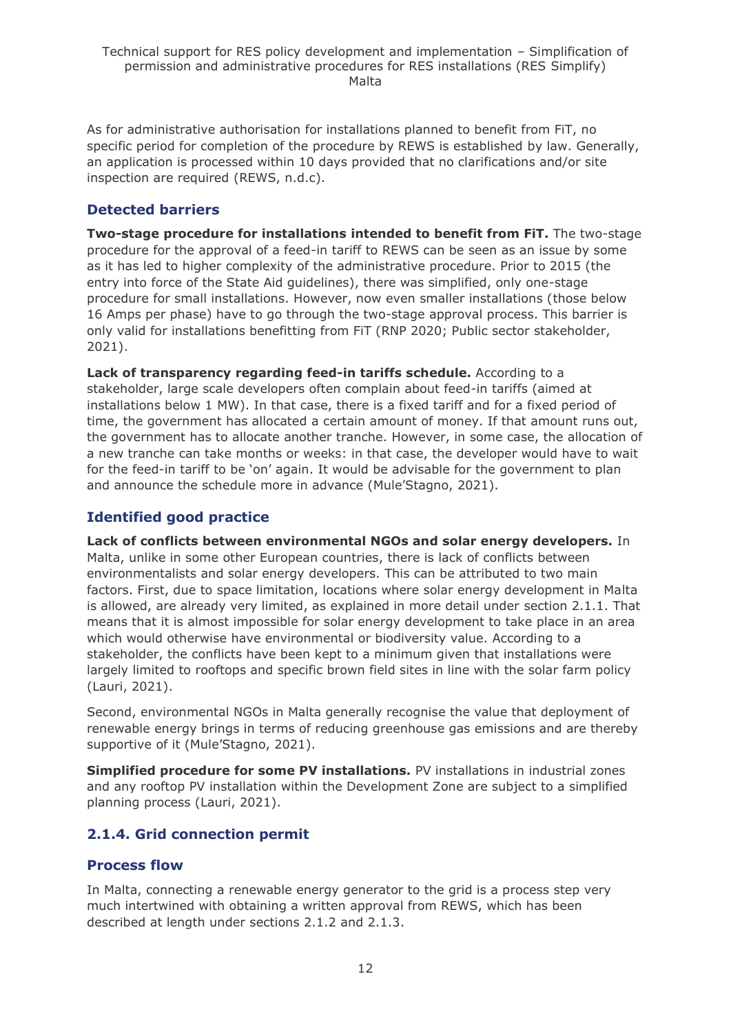As for administrative authorisation for installations planned to benefit from FiT, no specific period for completion of the procedure by REWS is established by law. Generally, an application is processed within 10 days provided that no clarifications and/or site inspection are required (REWS, n.d.c).

### Detected barriers

**Two-stage procedure for installations intended to benefit from FiT.** The two-stage procedure for the approval of a feed-in tariff to REWS can be seen as an issue by some as it has led to higher complexity of the administrative procedure. Prior to 2015 (the entry into force of the State Aid guidelines), there was simplified, only one-stage procedure for small installations. However, now even smaller installations (those below 16 Amps per phase) have to go through the two-stage approval process. This barrier is only valid for installations benefitting from FiT (RNP 2020; Public sector stakeholder, 2021).

**Lack of transparency regarding feed-in tariffs schedule.** According to a stakeholder, large scale developers often complain about feed-in tariffs (aimed at installations below 1 MW). In that case, there is a fixed tariff and for a fixed period of time, the government has allocated a certain amount of money. If that amount runs out, the government has to allocate another tranche. However, in some case, the allocation of a new tranche can take months or weeks: in that case, the developer would have to wait for the feed-in tariff to be 'on' again. It would be advisable for the government to plan and announce the schedule more in advance (Mule'Stagno, 2021).

### Identified good practice

**Lack of conflicts between environmental NGOs and solar energy developers.** In Malta, unlike in some other European countries, there is lack of conflicts between environmentalists and solar energy developers. This can be attributed to two main factors. First, due to space limitation, locations where solar energy development in Malta is allowed, are already very limited, as explained in more detail under section 2.1.1. That means that it is almost impossible for solar energy development to take place in an area which would otherwise have environmental or biodiversity value. According to a stakeholder, the conflicts have been kept to a minimum given that installations were largely limited to rooftops and specific brown field sites in line with the solar farm policy (Lauri, 2021).

Second, environmental NGOs in Malta generally recognise the value that deployment of renewable energy brings in terms of reducing greenhouse gas emissions and are thereby supportive of it (Mule'Stagno, 2021).

**Simplified procedure for some PV installations.** PV installations in industrial zones and any rooftop PV installation within the Development Zone are subject to a simplified planning process (Lauri, 2021).

## 2.1.4. Grid connection permit

### Process flow

In Malta, connecting a renewable energy generator to the grid is a process step very much intertwined with obtaining a written approval from REWS, which has been described at length under sections 2.1.2 and 2.1.3.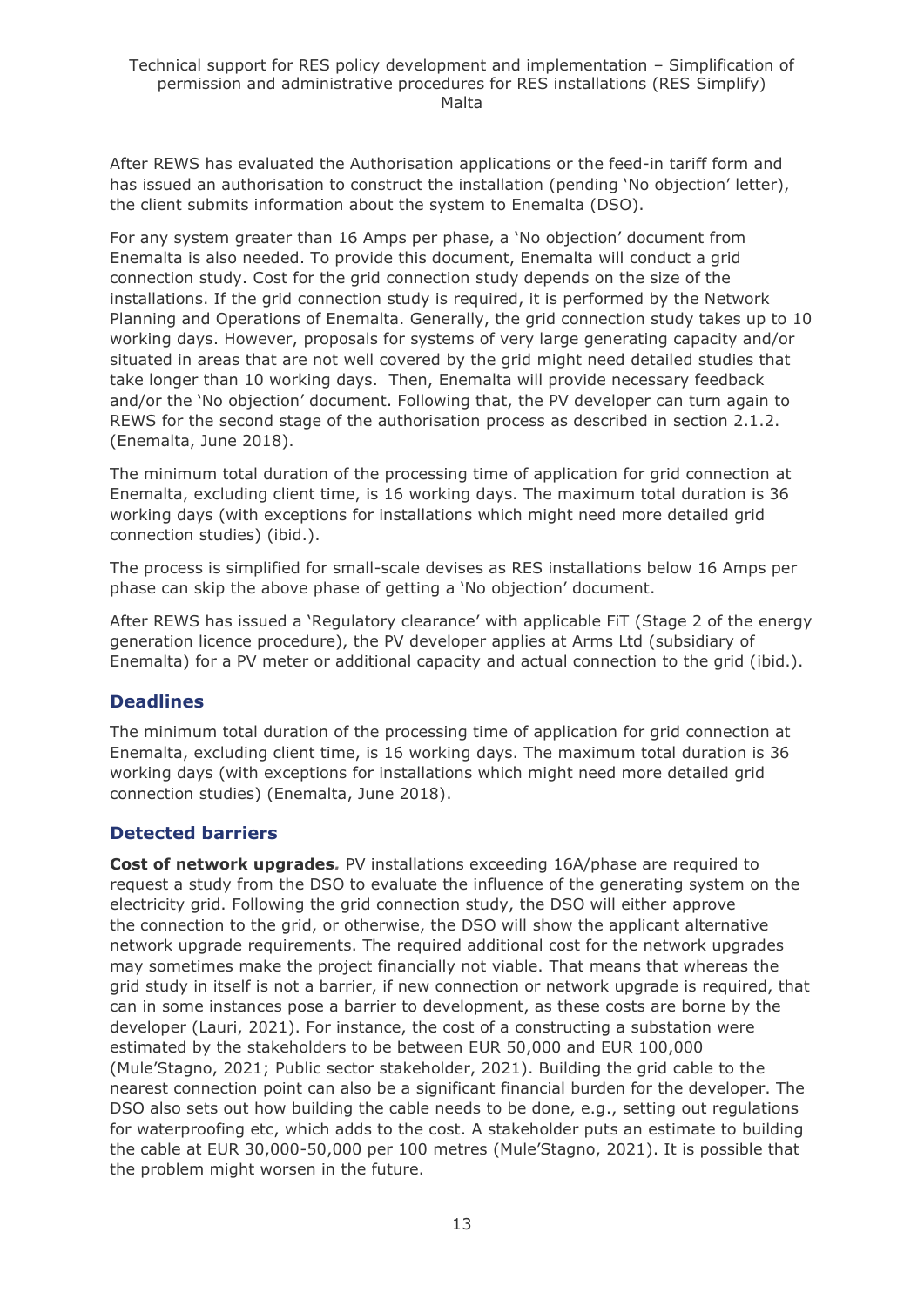After REWS has evaluated the Authorisation applications or the feed-in tariff form and has issued an authorisation to construct the installation (pending 'No objection' letter), the client submits information about the system to Enemalta (DSO).

For any system greater than 16 Amps per phase, a 'No objection' document from Enemalta is also needed. To provide this document, Enemalta will conduct a grid connection study. Cost for the grid connection study depends on the size of the installations. If the grid connection study is required, it is performed by the Network Planning and Operations of Enemalta. Generally, the grid connection study takes up to 10 working days. However, proposals for systems of very large generating capacity and/or situated in areas that are not well covered by the grid might need detailed studies that take longer than 10 working days. Then, Enemalta will provide necessary feedback and/or the 'No objection' document. Following that, the PV developer can turn again to REWS for the second stage of the authorisation process as described in section 2.1.2. (Enemalta, June 2018).

The minimum total duration of the processing time of application for grid connection at Enemalta, excluding client time, is 16 working days. The maximum total duration is 36 working days (with exceptions for installations which might need more detailed grid connection studies) (ibid.).

The process is simplified for small-scale devises as RES installations below 16 Amps per phase can skip the above phase of getting a 'No objection' document.

After REWS has issued a 'Regulatory clearance' with applicable FiT (Stage 2 of the energy generation licence procedure), the PV developer applies at Arms Ltd (subsidiary of Enemalta) for a PV meter or additional capacity and actual connection to the grid (ibid.).

### Deadlines

The minimum total duration of the processing time of application for grid connection at Enemalta, excluding client time, is 16 working days. The maximum total duration is 36 working days (with exceptions for installations which might need more detailed grid connection studies) (Enemalta, June 2018).

### Detected barriers

**Cost of network upgrades.** PV installations exceeding 16A/phase are required to request a study from the DSO to evaluate the influence of the generating system on the electricity grid. Following the grid connection study, the DSO will either approve the connection to the grid, or otherwise, the DSO will show the applicant alternative network upgrade requirements. The required additional cost for the network upgrades may sometimes make the project financially not viable. That means that whereas the grid study in itself is not a barrier, if new connection or network upgrade is required, that can in some instances pose a barrier to development, as these costs are borne by the developer (Lauri, 2021). For instance, the cost of a constructing a substation were estimated by the stakeholders to be between EUR 50,000 and EUR 100,000 (Mule'Stagno, 2021; Public sector stakeholder, 2021). Building the grid cable to the nearest connection point can also be a significant financial burden for the developer. The DSO also sets out how building the cable needs to be done, e.g., setting out regulations for waterproofing etc, which adds to the cost. A stakeholder puts an estimate to building the cable at EUR 30,000-50,000 per 100 metres (Mule'Stagno, 2021). It is possible that the problem might worsen in the future.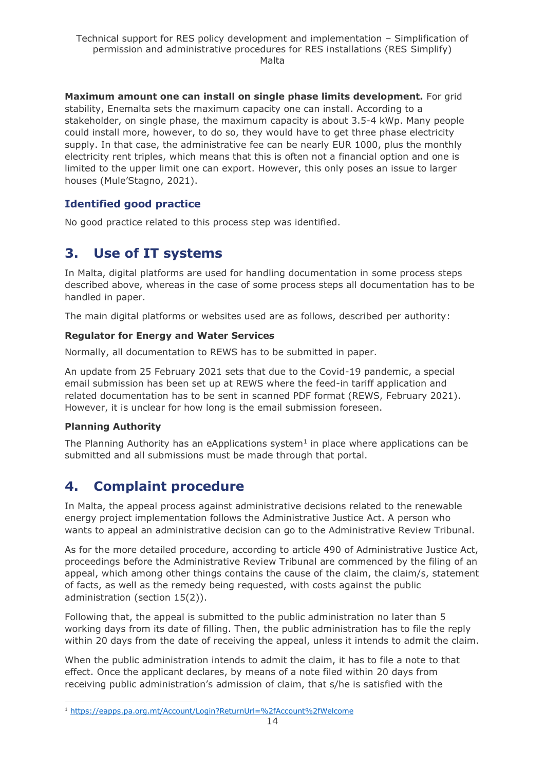**Maximum amount one can install on single phase limits development.** For grid stability, Enemalta sets the maximum capacity one can install. According to a stakeholder, on single phase, the maximum capacity is about 3.5-4 kWp. Many people could install more, however, to do so, they would have to get three phase electricity supply. In that case, the administrative fee can be nearly EUR 1000, plus the monthly electricity rent triples, which means that this is often not a financial option and one is limited to the upper limit one can export. However, this only poses an issue to larger houses (Mule'Stagno, 2021).

### Identified good practice

No good practice related to this process step was identified.

## 3. Use of IT systems

In Malta, digital platforms are used for handling documentation in some process steps described above, whereas in the case of some process steps all documentation has to be handled in paper.

The main digital platforms or websites used are as follows, described per authority:

**Regulator for Energy and Water Services**

Normally, all documentation to REWS has to be submitted in paper.

An update from 25 February 2021 sets that due to the Covid-19 pandemic, a special email submission has been set up at REWS where the feed-in tariff application and related documentation has to be sent in scanned PDF format (REWS, February 2021). However, it is unclear for how long is the email submission foreseen.

**Planning Authority**

The Planning Authority has an eApplications system[1] in place where applications can be submitted and all submissions must be made through that portal.

## 4. Complaint procedure

In Malta, the appeal process against administrative decisions related to the renewable energy project implementation follows the Administrative Justice Act. A person who wants to appeal an administrative decision can go to the Administrative Review Tribunal.

As for the more detailed procedure, according to article 490 of Administrative Justice Act, proceedings before the Administrative Review Tribunal are commenced by the filing of an appeal, which among other things contains the cause of the claim, the claim/s, statement of facts, as well as the remedy being requested, with costs against the public administration (section 15(2)).

Following that, the appeal is submitted to the public administration no later than 5 working days from its date of filling. Then, the public administration has to file the reply within 20 days from the date of receiving the appeal, unless it intends to admit the claim.

When the public administration intends to admit the claim, it has to file a note to that effect. Once the applicant declares, by means of a note filed within 20 days from receiving public administration's admission of claim, that s/he is satisfied with the

[1] https://eapps.pa.org.mt/Account/Login?ReturnUrl=%2fAccount%2fWelcome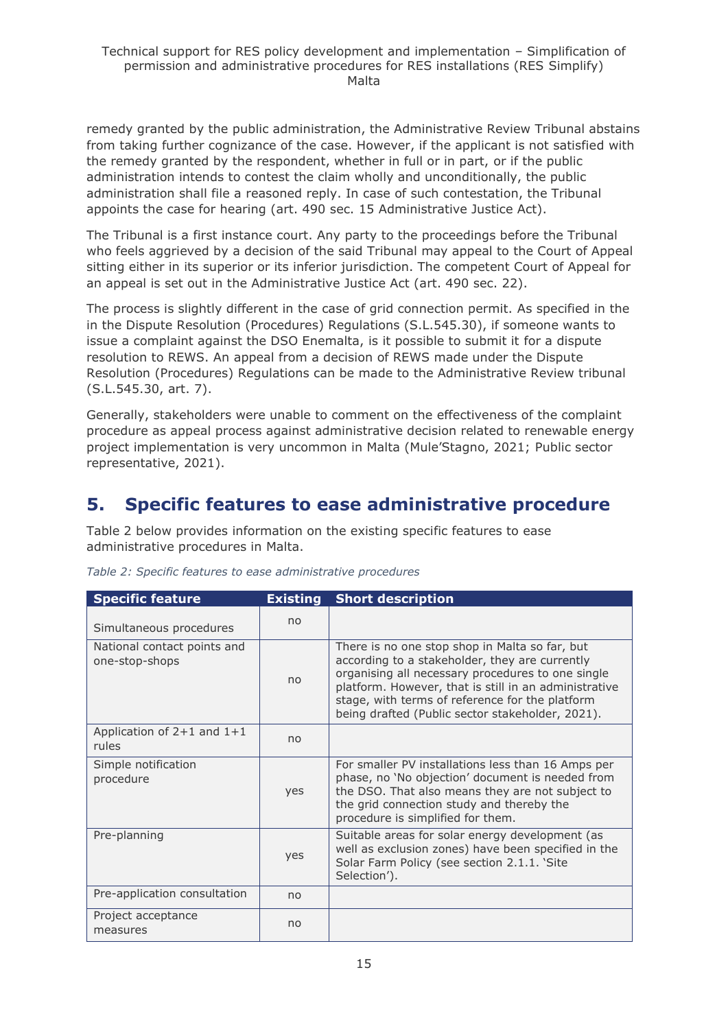remedy granted by the public administration, the Administrative Review Tribunal abstains from taking further cognizance of the case. However, if the applicant is not satisfied with the remedy granted by the respondent, whether in full or in part, or if the public administration intends to contest the claim wholly and unconditionally, the public administration shall file a reasoned reply. In case of such contestation, the Tribunal appoints the case for hearing (art. 490 sec. 15 Administrative Justice Act).

The Tribunal is a first instance court. Any party to the proceedings before the Tribunal who feels aggrieved by a decision of the said Tribunal may appeal to the Court of Appeal sitting either in its superior or its inferior jurisdiction. The competent Court of Appeal for an appeal is set out in the Administrative Justice Act (art. 490 sec. 22).

The process is slightly different in the case of grid connection permit. As specified in the in the Dispute Resolution (Procedures) Regulations (S.L.545.30), if someone wants to issue a complaint against the DSO Enemalta, is it possible to submit it for a dispute resolution to REWS. An appeal from a decision of REWS made under the Dispute Resolution (Procedures) Regulations can be made to the Administrative Review tribunal (S.L.545.30, art. 7).

Generally, stakeholders were unable to comment on the effectiveness of the complaint procedure as appeal process against administrative decision related to renewable energy project implementation is very uncommon in Malta (Mule'Stagno, 2021; Public sector representative, 2021).

# 5. Specific features to ease administrative procedure

Table 2 below provides information on the existing specific features to ease administrative procedures in Malta.

*Table 2: Specific features to ease administrative procedures*

| Specific feature | Existing | Short description |
|---|---|---|
| Simultaneous procedures | no | |
| National contact points and one-stop-shops | no | There is no one stop shop in Malta so far, but according to a stakeholder, they are currently organising all necessary procedures to one single platform. However, that is still in an administrative stage, with terms of reference for the platform being drafted (Public sector stakeholder, 2021). |
| Application of 2+1 and 1+1 rules | no | |
| Simple notification procedure | yes | For smaller PV installations less than 16 Amps per phase, no 'No objection' document is needed from the DSO. That also means they are not subject to the grid connection study and thereby the procedure is simplified for them. |
| Pre-planning | yes | Suitable areas for solar energy development (as well as exclusion zones) have been specified in the Solar Farm Policy (see section 2.1.1. 'Site Selection'). |
| Pre-application consultation | no | |
| Project acceptance measures | no | |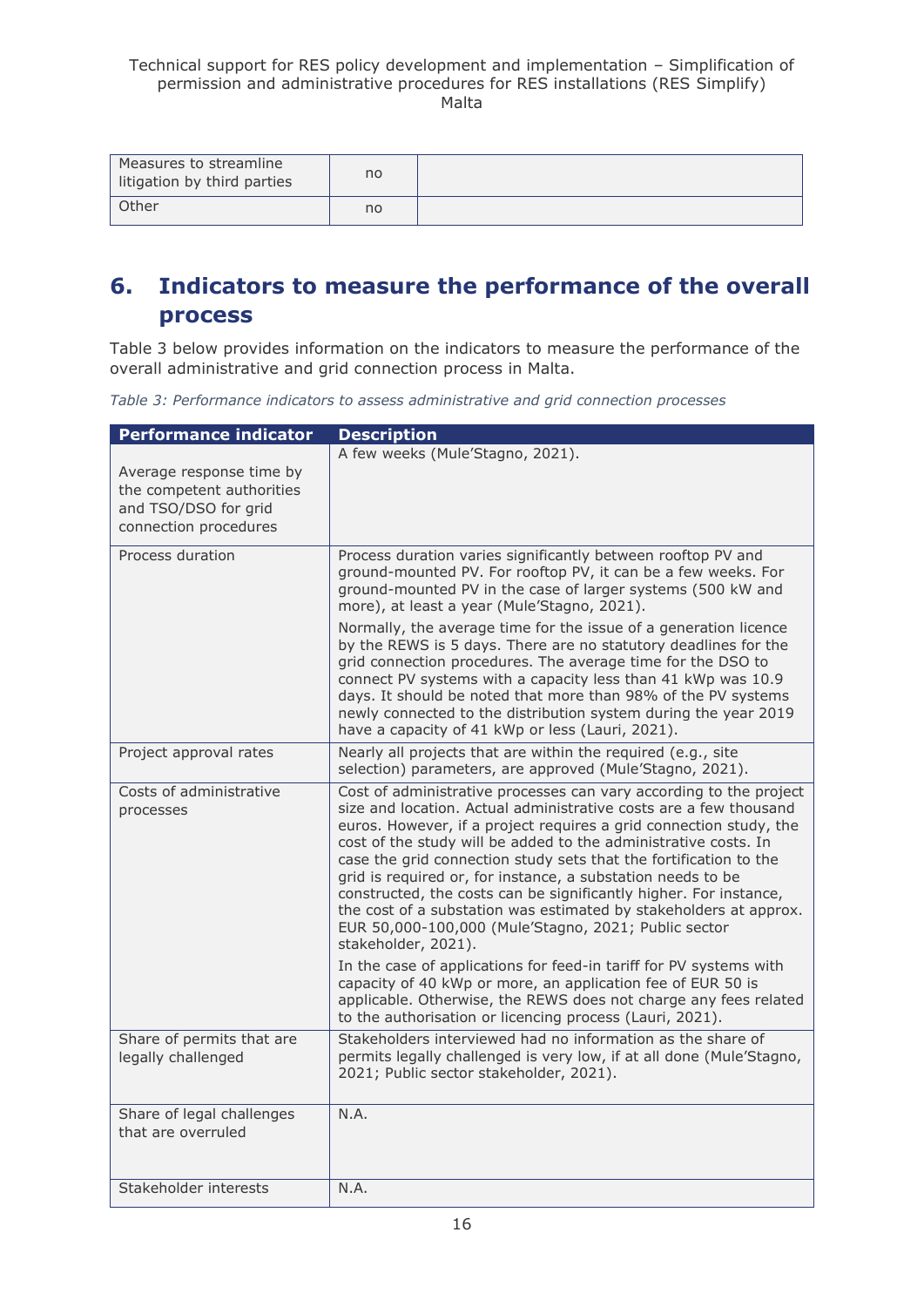| Measures to streamline litigation by third parties | no | |
|---|---|---|
| Other | no | |

## 6. Indicators to measure the performance of the overall process

Table 3 below provides information on the indicators to measure the performance of the overall administrative and grid connection process in Malta.

*Table 3: Performance indicators to assess administrative and grid connection processes*

| Performance indicator | Description |
|---|---|
| Average response time by the competent authorities and TSO/DSO for grid connection procedures | A few weeks (Mule'Stagno, 2021). |
| Process duration | Process duration varies significantly between rooftop PV and ground-mounted PV. For rooftop PV, it can be a few weeks. For ground-mounted PV in the case of larger systems (500 kW and more), at least a year (Mule'Stagno, 2021).<br><br>Normally, the average time for the issue of a generation licence by the REWS is 5 days. There are no statutory deadlines for the grid connection procedures. The average time for the DSO to connect PV systems with a capacity less than 41 kWp was 10.9 days. It should be noted that more than 98% of the PV systems newly connected to the distribution system during the year 2019 have a capacity of 41 kWp or less (Lauri, 2021). |
| Project approval rates | Nearly all projects that are within the required (e.g., site selection) parameters, are approved (Mule'Stagno, 2021). |
| Costs of administrative processes | Cost of administrative processes can vary according to the project size and location. Actual administrative costs are a few thousand euros. However, if a project requires a grid connection study, the cost of the study will be added to the administrative costs. In case the grid connection study sets that the fortification to the grid is required or, for instance, a substation needs to be constructed, the costs can be significantly higher. For instance, the cost of a substation was estimated by stakeholders at approx. EUR 50,000-100,000 (Mule'Stagno, 2021; Public sector stakeholder, 2021).<br><br>In the case of applications for feed-in tariff for PV systems with capacity of 40 kWp or more, an application fee of EUR 50 is applicable. Otherwise, the REWS does not charge any fees related to the authorisation or licencing process (Lauri, 2021). |
| Share of permits that are legally challenged | Stakeholders interviewed had no information as the share of permits legally challenged is very low, if at all done (Mule'Stagno, 2021; Public sector stakeholder, 2021). |
| Share of legal challenges that are overruled | N.A. |
| Stakeholder interests | N.A. |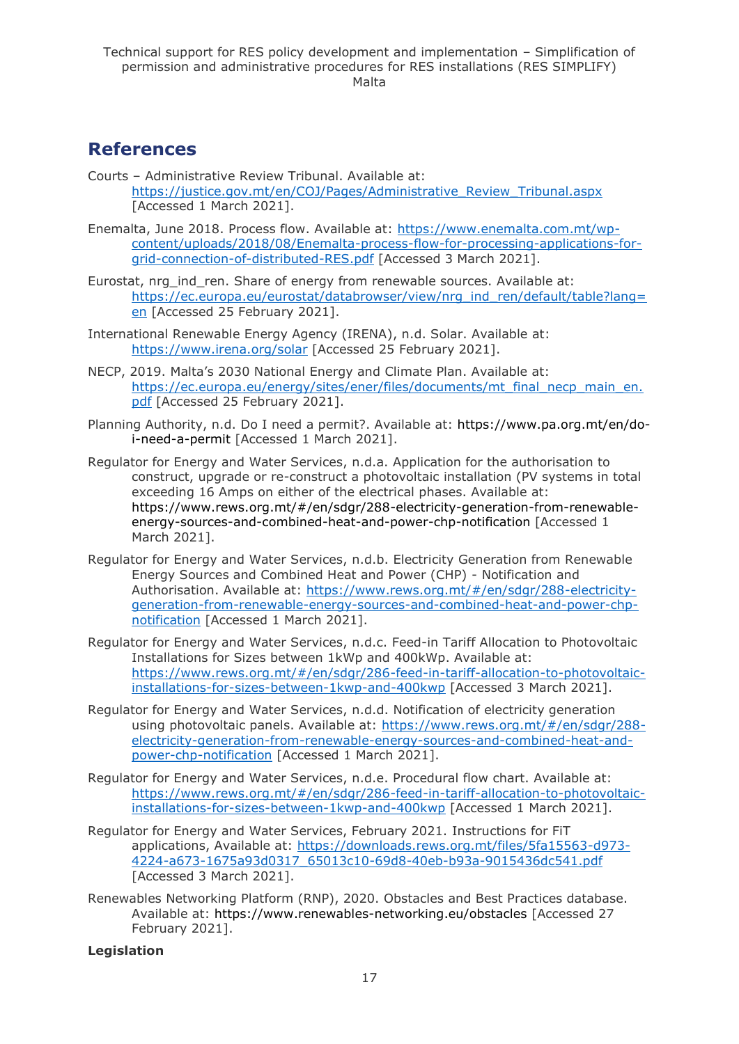## References

Courts – Administrative Review Tribunal. Available at: https://justice.gov.mt/en/COJ/Pages/Administrative_Review_Tribunal.aspx [Accessed 1 March 2021].

Enemalta, June 2018. Process flow. Available at: https://www.enemalta.com.mt/wp-content/uploads/2018/08/Enemalta-process-flow-for-processing-applications-for-grid-connection-of-distributed-RES.pdf [Accessed 3 March 2021].

Eurostat, nrg_ind_ren. Share of energy from renewable sources. Available at: https://ec.europa.eu/eurostat/databrowser/view/nrg_ind_ren/default/table?lang=en [Accessed 25 February 2021].

International Renewable Energy Agency (IRENA), n.d. Solar. Available at: https://www.irena.org/solar [Accessed 25 February 2021].

NECP, 2019. Malta's 2030 National Energy and Climate Plan. Available at: https://ec.europa.eu/energy/sites/ener/files/documents/mt_final_necp_main_en.pdf [Accessed 25 February 2021].

Planning Authority, n.d. Do I need a permit?. Available at: https://www.pa.org.mt/en/do-i-need-a-permit [Accessed 1 March 2021].

Regulator for Energy and Water Services, n.d.a. Application for the authorisation to construct, upgrade or re-construct a photovoltaic installation (PV systems in total exceeding 16 Amps on either of the electrical phases. Available at: https://www.rews.org.mt/#/en/sdgr/288-electricity-generation-from-renewable-energy-sources-and-combined-heat-and-power-chp-notification [Accessed 1 March 2021].

Regulator for Energy and Water Services, n.d.b. Electricity Generation from Renewable Energy Sources and Combined Heat and Power (CHP) - Notification and Authorisation. Available at: https://www.rews.org.mt/#/en/sdgr/288-electricity-generation-from-renewable-energy-sources-and-combined-heat-and-power-chp-notification [Accessed 1 March 2021].

Regulator for Energy and Water Services, n.d.c. Feed-in Tariff Allocation to Photovoltaic Installations for Sizes between 1kWp and 400kWp. Available at: https://www.rews.org.mt/#/en/sdgr/286-feed-in-tariff-allocation-to-photovoltaic-installations-for-sizes-between-1kwp-and-400kwp [Accessed 3 March 2021].

Regulator for Energy and Water Services, n.d.d. Notification of electricity generation using photovoltaic panels. Available at: https://www.rews.org.mt/#/en/sdgr/288-electricity-generation-from-renewable-energy-sources-and-combined-heat-and-power-chp-notification [Accessed 1 March 2021].

Regulator for Energy and Water Services, n.d.e. Procedural flow chart. Available at: https://www.rews.org.mt/#/en/sdgr/286-feed-in-tariff-allocation-to-photovoltaic-installations-for-sizes-between-1kwp-and-400kwp [Accessed 1 March 2021].

Regulator for Energy and Water Services, February 2021. Instructions for FiT applications, Available at: https://downloads.rews.org.mt/files/5fa15563-d973-4224-a673-1675a93d0317_65013c10-69d8-40eb-b93a-9015436dc541.pdf [Accessed 3 March 2021].

Renewables Networking Platform (RNP), 2020. Obstacles and Best Practices database. Available at: https://www.renewables-networking.eu/obstacles [Accessed 27 February 2021].

**Legislation**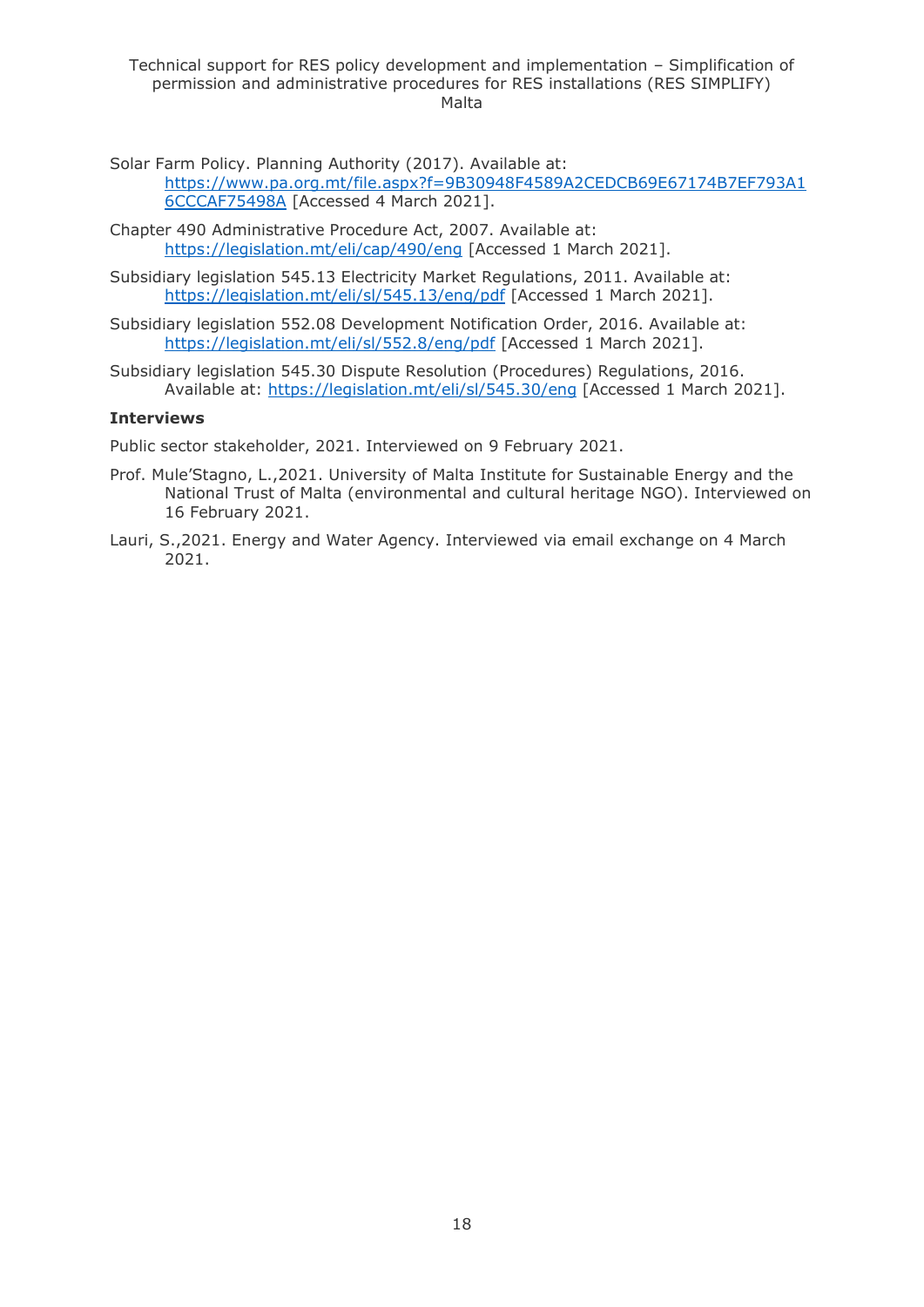Solar Farm Policy. Planning Authority (2017). Available at: https://www.pa.org.mt/file.aspx?f=9B30948F4589A2CEDCB69E67174B7EF793A16CCCAF75498A [Accessed 4 March 2021].

Chapter 490 Administrative Procedure Act, 2007. Available at: https://legislation.mt/eli/cap/490/eng [Accessed 1 March 2021].

Subsidiary legislation 545.13 Electricity Market Regulations, 2011. Available at: https://legislation.mt/eli/sl/545.13/eng/pdf [Accessed 1 March 2021].

Subsidiary legislation 552.08 Development Notification Order, 2016. Available at: https://legislation.mt/eli/sl/552.8/eng/pdf [Accessed 1 March 2021].

Subsidiary legislation 545.30 Dispute Resolution (Procedures) Regulations, 2016. Available at: https://legislation.mt/eli/sl/545.30/eng [Accessed 1 March 2021].

**Interviews**

Public sector stakeholder, 2021. Interviewed on 9 February 2021.

Prof. Mule'Stagno, L.,2021. University of Malta Institute for Sustainable Energy and the National Trust of Malta (environmental and cultural heritage NGO). Interviewed on 16 February 2021.

Lauri, S.,2021. Energy and Water Agency. Interviewed via email exchange on 4 March 2021.